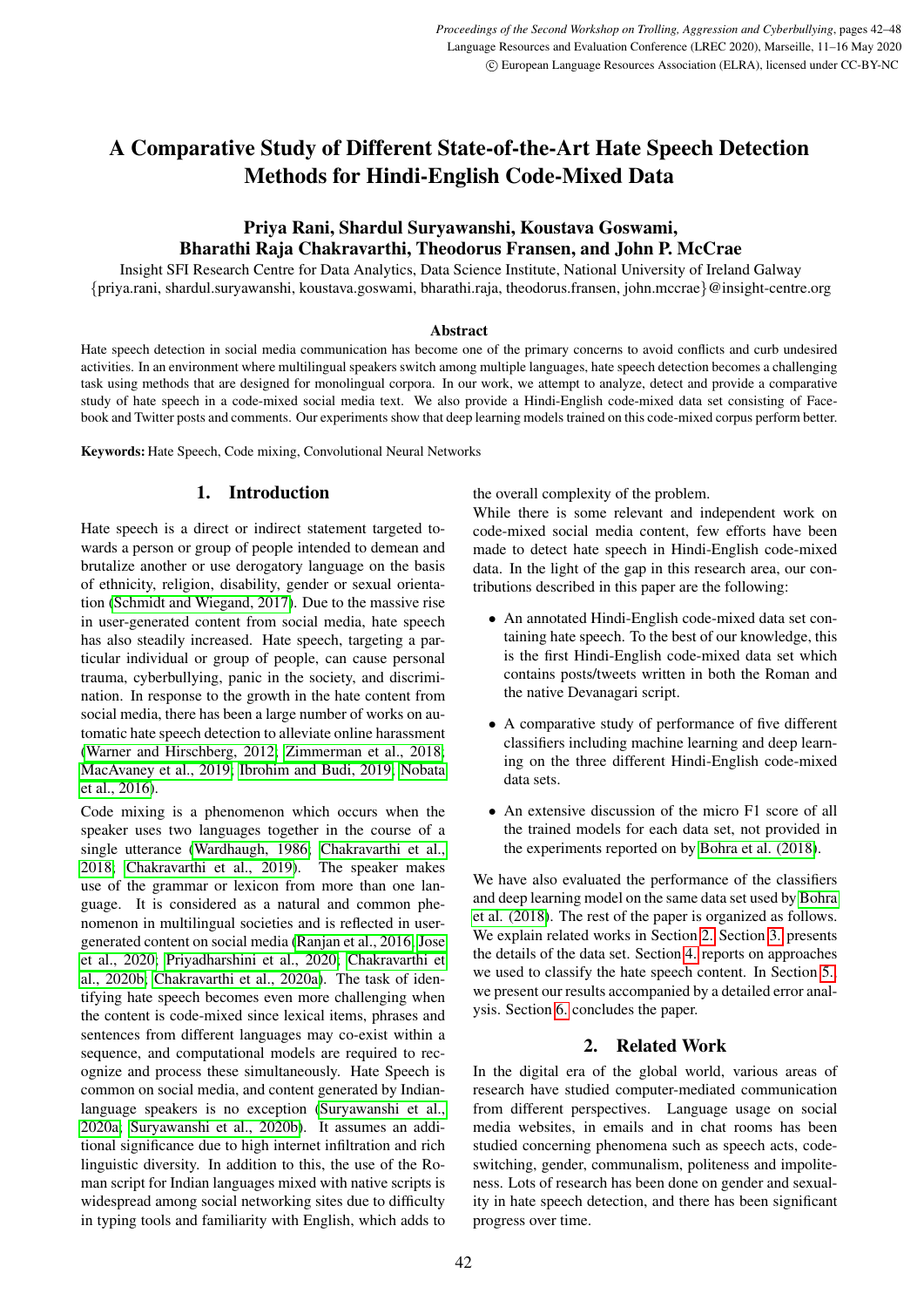# A Comparative Study of Different State-of-the-Art Hate Speech Detection Methods for Hindi-English Code-Mixed Data

**Priya Rani, Shardul Suryawanshi, Koustava Goswami, Bharathi Raja Chakravarthi, Theodorus Fransen, and John P. McCrae**

Insight SFI Research Centre for Data Analytics, Data Science Institute, National University of Ireland Galway
{priya.rani, shardul.suryawanshi, koustava.goswami, bharathi.raja, theodorus.fransen, john.mccrae}@insight-centre.org

### Abstract

Hate speech detection in social media communication has become one of the primary concerns to avoid conflicts and curb undesired activities. In an environment where multilingual speakers switch among multiple languages, hate speech detection becomes a challenging task using methods that are designed for monolingual corpora. In our work, we attempt to analyze, detect and provide a comparative study of hate speech in a code-mixed social media text. We also provide a Hindi-English code-mixed data set consisting of Facebook and Twitter posts and comments. Our experiments show that deep learning models trained on this code-mixed corpus perform better.

**Keywords:** Hate Speech, Code mixing, Convolutional Neural Networks

## 1. Introduction

Hate speech is a direct or indirect statement targeted towards a person or group of people intended to demean and brutalize another or use derogatory language on the basis of ethnicity, religion, disability, gender or sexual orientation (Schmidt and Wiegand, 2017). Due to the massive rise in user-generated content from social media, hate speech has also steadily increased. Hate speech, targeting a particular individual or group of people, can cause personal trauma, cyberbullying, panic in the society, and discrimination. In response to the growth in the hate content from social media, there has been a large number of works on automatic hate speech detection to alleviate online harassment (Warner and Hirschberg, 2012; Zimmerman et al., 2018; MacAvaney et al., 2019; Ibrohim and Budi, 2019; Nobata et al., 2016).

Code mixing is a phenomenon which occurs when the speaker uses two languages together in the course of a single utterance (Wardhaugh, 1986; Chakravarthi et al., 2018; Chakravarthi et al., 2019). The speaker makes use of the grammar or lexicon from more than one language. It is considered as a natural and common phenomenon in multilingual societies and is reflected in user-generated content on social media (Ranjan et al., 2016; Jose et al., 2020; Priyadharshini et al., 2020; Chakravarthi et al., 2020b; Chakravarthi et al., 2020a). The task of identifying hate speech becomes even more challenging when the content is code-mixed since lexical items, phrases and sentences from different languages may co-exist within a sequence, and computational models are required to recognize and process these simultaneously. Hate Speech is common on social media, and content generated by Indian-language speakers is no exception (Suryawanshi et al., 2020a; Suryawanshi et al., 2020b). It assumes an additional significance due to high internet infiltration and rich linguistic diversity. In addition to this, the use of the Roman script for Indian languages mixed with native scripts is widespread among social networking sites due to difficulty in typing tools and familiarity with English, which adds to the overall complexity of the problem.

While there is some relevant and independent work on code-mixed social media content, few efforts have been made to detect hate speech in Hindi-English code-mixed data. In the light of the gap in this research area, our contributions described in this paper are the following:

- An annotated Hindi-English code-mixed data set containing hate speech. To the best of our knowledge, this is the first Hindi-English code-mixed data set which contains posts/tweets written in both the Roman and the native Devanagari script.
- A comparative study of performance of five different classifiers including machine learning and deep learning on the three different Hindi-English code-mixed data sets.
- An extensive discussion of the micro F1 score of all the trained models for each data set, not provided in the experiments reported on by Bohra et al. (2018).

We have also evaluated the performance of the classifiers and deep learning model on the same data set used by Bohra et al. (2018). The rest of the paper is organized as follows. We explain related works in Section 2. Section 3. presents the details of the data set. Section 4. reports on approaches we used to classify the hate speech content. In Section 5. we present our results accompanied by a detailed error analysis. Section 6. concludes the paper.

## 2. Related Work

In the digital era of the global world, various areas of research have studied computer-mediated communication from different perspectives. Language usage on social media websites, in emails and in chat rooms has been studied concerning phenomena such as speech acts, code-switching, gender, communalism, politeness and impoliteness. Lots of research has been done on gender and sexuality in hate speech detection, and there has been significant progress over time.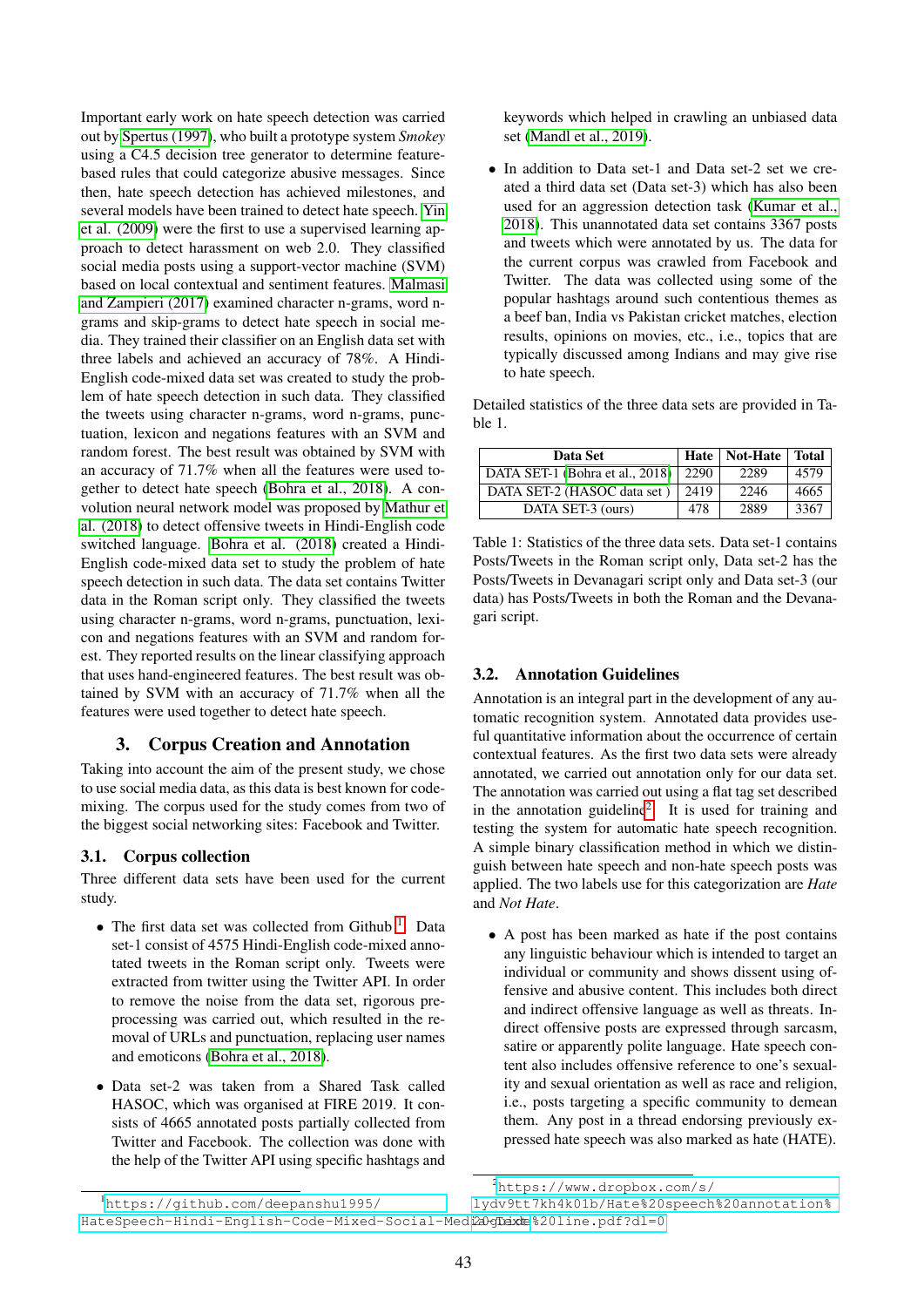Important early work on hate speech detection was carried out by Spertus (1997), who built a prototype system *Smokey* using a C4.5 decision tree generator to determine feature-based rules that could categorize abusive messages. Since then, hate speech detection has achieved milestones, and several models have been trained to detect hate speech. Yin et al. (2009) were the first to use a supervised learning approach to detect harassment on web 2.0. They classified social media posts using a support-vector machine (SVM) based on local contextual and sentiment features. Malmasi and Zampieri (2017) examined character n-grams, word n-grams and skip-grams to detect hate speech in social media. They trained their classifier on an English data set with three labels and achieved an accuracy of 78%. A Hindi-English code-mixed data set was created to study the problem of hate speech detection in such data. They classified the tweets using character n-grams, word n-grams, punctuation, lexicon and negations features with an SVM and random forest. The best result was obtained by SVM with an accuracy of 71.7% when all the features were used together to detect hate speech (Bohra et al., 2018). A convolution neural network model was proposed by Mathur et al. (2018) to detect offensive tweets in Hindi-English code switched language. Bohra et al. (2018) created a Hindi-English code-mixed data set to study the problem of hate speech detection in such data. The data set contains Twitter data in the Roman script only. They classified the tweets using character n-grams, word n-grams, punctuation, lexicon and negations features with an SVM and random forest. They reported results on the linear classifying approach that uses hand-engineered features. The best result was obtained by SVM with an accuracy of 71.7% when all the features were used together to detect hate speech.

## 3. Corpus Creation and Annotation

Taking into account the aim of the present study, we chose to use social media data, as this data is best known for code-mixing. The corpus used for the study comes from two of the biggest social networking sites: Facebook and Twitter.

### 3.1. Corpus collection

Three different data sets have been used for the current study.

- The first data set was collected from Github [1]. Data set-1 consist of 4575 Hindi-English code-mixed annotated tweets in the Roman script only. Tweets were extracted from twitter using the Twitter API. In order to remove the noise from the data set, rigorous preprocessing was carried out, which resulted in the removal of URLs and punctuation, replacing user names and emoticons (Bohra et al., 2018).
- Data set-2 was taken from a Shared Task called HASOC, which was organised at FIRE 2019. It consists of 4665 annotated posts partially collected from Twitter and Facebook. The collection was done with the help of the Twitter API using specific hashtags and keywords which helped in crawling an unbiased data set (Mandl et al., 2019).
- In addition to Data set-1 and Data set-2 set we created a third data set (Data set-3) which has also been used for an aggression detection task (Kumar et al., 2018). This unannotated data set contains 3367 posts and tweets which were annotated by us. The data for the current corpus was crawled from Facebook and Twitter. The data was collected using some of the popular hashtags around such contentious themes as a beef ban, India vs Pakistan cricket matches, election results, opinions on movies, etc., i.e., topics that are typically discussed among Indians and may give rise to hate speech.

Detailed statistics of the three data sets are provided in Table 1.

| Data Set | Hate | Not-Hate | Total |
|---|---|---|---|
| DATA SET-1 (Bohra et al., 2018) | 2290 | 2289 | 4579 |
| DATA SET-2 (HASOC data set ) | 2419 | 2246 | 4665 |
| DATA SET-3 (ours) | 478 | 2889 | 3367 |

Table 1: Statistics of the three data sets. Data set-1 contains Posts/Tweets in the Roman script only, Data set-2 has the Posts/Tweets in Devanagari script only and Data set-3 (our data) has Posts/Tweets in both the Roman and the Devanagari script.

### 3.2. Annotation Guidelines

Annotation is an integral part in the development of any automatic recognition system. Annotated data provides useful quantitative information about the occurrence of certain contextual features. As the first two data sets were already annotated, we carried out annotation only for our data set. The annotation was carried out using a flat tag set described in the annotation guideline[2]. It is used for training and testing the system for automatic hate speech recognition. A simple binary classification method in which we distinguish between hate speech and non-hate speech posts was applied. The two labels use for this categorization are *Hate* and *Not Hate*.

- A post has been marked as hate if the post contains any linguistic behaviour which is intended to target an individual or community and shows dissent using offensive and abusive content. This includes both direct and indirect offensive language as well as threats. Indirect offensive posts are expressed through sarcasm, satire or apparently polite language. Hate speech content also includes offensive reference to one's sexuality and sexual orientation as well as race and religion, i.e., posts targeting a specific community to demean them. Any post in a thread endorsing previously expressed hate speech was also marked as hate (HATE).

[1] https://github.com/deepanshu1995/HateSpeech-Hindi-English-Code-Mixed-Social-Media-Text

[2] https://www.dropbox.com/s/1ydv9tt7kh4k01b/Hate%20speech%20annotation%20guideline.pdf?dl=0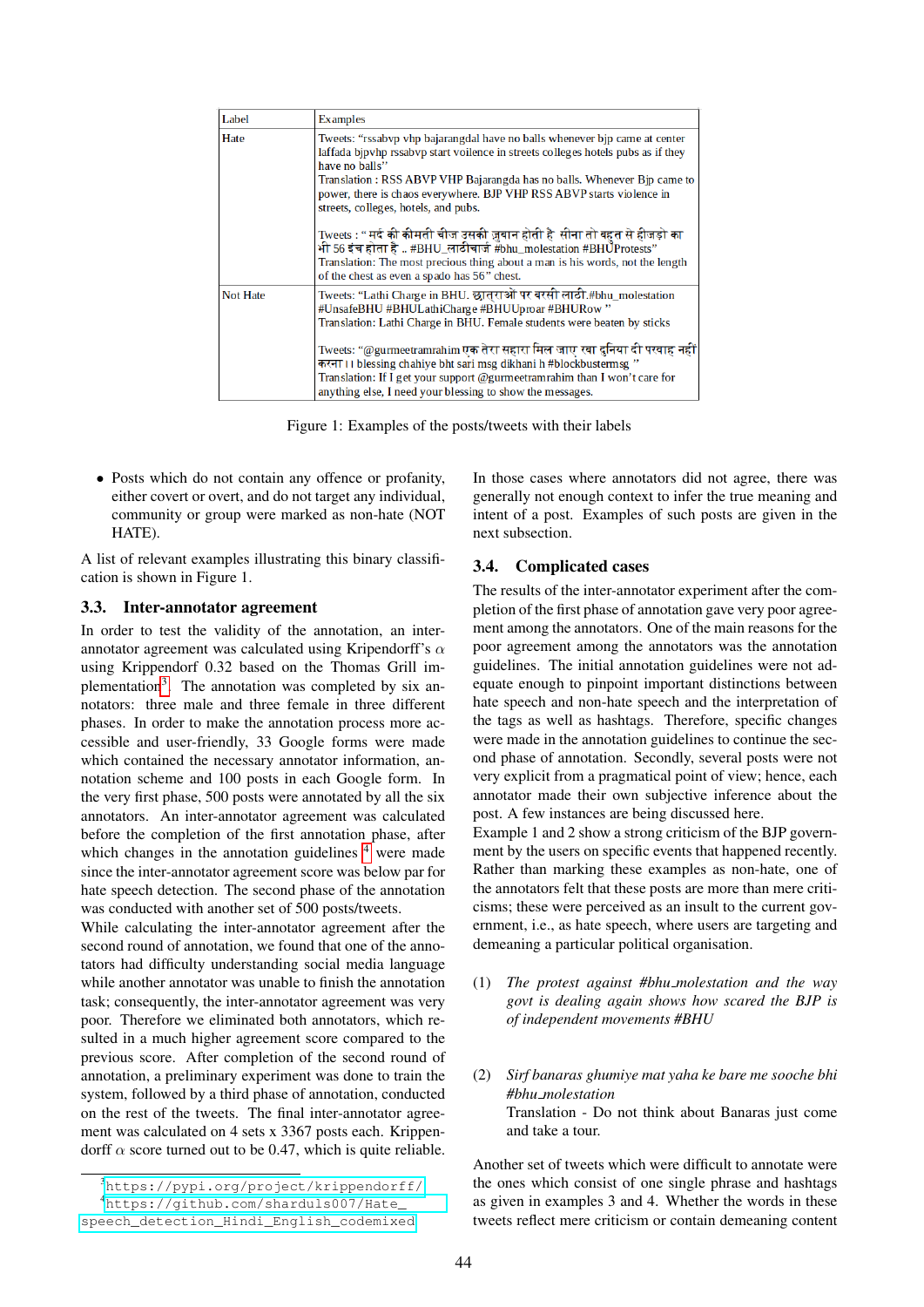| Label | Examples |
|---|---|
| Hate | Tweets: "rssabvp vhp bajarangdal have no balls whenever bjp came at center laffada bjpvhp rssabvp start voilence in streets colleges hotels pubs as if they have no balls"<br>Translation : RSS ABVP VHP Bajarangda has no balls. Whenever Bjp came to power, there is chaos everywhere. BJP VHP RSS ABVP starts violence in streets, colleges, hotels, and pubs.<br><br>Tweets : " मर्द की कीमती चीज उसकी ज़ुबान होती है सीना तो बहुत से हीजड़ो का भी 56 इंच होता है .. #BHU_लाठीचार्ज #bhu_molestation #BHUProtests"<br>Translation: The most precious thing about a man is his words, not the length of the chest as even a spado has 56" chest. |
| Not Hate | Tweets: "Lathi Charge in BHU. छात्राओं पर बरसी लाठी.#bhu_molestation #UnsafeBHU #BHULathiCharge #BHUUproar #BHURow "<br>Translation: Lathi Charge in BHU. Female students were beaten by sticks<br><br>Tweets: "@gurmeetramrahim एक तेरा सहारा मिल जाए रबा दुनिया दी परवाह नहीं करना ।। blessing chahiye bht sari msg dikhani h #blockbustermsg "<br>Translation: If I get your support @gurmeetramrahim than I won't care for anything else, I need your blessing to show the messages. |

Figure 1: Examples of the posts/tweets with their labels

- Posts which do not contain any offence or profanity, either covert or overt, and do not target any individual, community or group were marked as non-hate (NOT HATE).

A list of relevant examples illustrating this binary classification is shown in Figure 1.

### 3.3. Inter-annotator agreement

In order to test the validity of the annotation, an inter-annotator agreement was calculated using Kripendorff's $\alpha$ using Krippendorff 0.32 based on the Thomas Grill implementation[3]. The annotation was completed by six annotators: three male and three female in three different phases. In order to make the annotation process more accessible and user-friendly, 33 Google forms were made which contained the necessary annotator information, annotation scheme and 100 posts in each Google form. In the very first phase, 500 posts were annotated by all the six annotators. An inter-annotator agreement was calculated before the completion of the first annotation phase, after which changes in the annotation guidelines [4] were made since the inter-annotator agreement score was below par for hate speech detection. The second phase of the annotation was conducted with another set of 500 posts/tweets.

While calculating the inter-annotator agreement after the second round of annotation, we found that one of the annotators had difficulty understanding social media language while another annotator was unable to finish the annotation task; consequently, the inter-annotator agreement was very poor. Therefore we eliminated both annotators, which resulted in a much higher agreement score compared to the previous score. After completion of the second round of annotation, a preliminary experiment was done to train the system, followed by a third phase of annotation, conducted on the rest of the tweets. The final inter-annotator agreement was calculated on 4 sets x 3367 posts each. Krippendorff $\alpha$ score turned out to be 0.47, which is quite reliable.

In those cases where annotators did not agree, there was generally not enough context to infer the true meaning and intent of a post. Examples of such posts are given in the next subsection.

### 3.4. Complicated cases

The results of the inter-annotator experiment after the completion of the first phase of annotation gave very poor agreement among the annotators. One of the main reasons for the poor agreement among the annotators was the annotation guidelines. The initial annotation guidelines were not adequate enough to pinpoint important distinctions between hate speech and non-hate speech and the interpretation of the tags as well as hashtags. Therefore, specific changes were made in the annotation guidelines to continue the second phase of annotation. Secondly, several posts were not very explicit from a pragmatical point of view; hence, each annotator made their own subjective inference about the post. A few instances are being discussed here.

Example 1 and 2 show a strong criticism of the BJP government by the users on specific events that happened recently. Rather than marking these examples as non-hate, one of the annotators felt that these posts are more than mere criticisms; these were perceived as an insult to the current government, i.e., as hate speech, where users are targeting and demeaning a particular political organisation.

(1) *The protest against #bhu_molestation and the way govt is dealing again shows how scared the BJP is of independent movements #BHU*

(2) *Sirf banaras ghumiye mat yaha ke bare me sooche bhi #bhu_molestation*
Translation - Do not think about Banaras just come and take a tour.

Another set of tweets which were difficult to annotate were the ones which consist of one single phrase and hashtags as given in examples 3 and 4. Whether the words in these tweets reflect mere criticism or contain demeaning content

[3] https://pypi.org/project/krippendorff/

[4] https://github.com/shardul007/Hate_speech_detection_Hindi_English_codemixed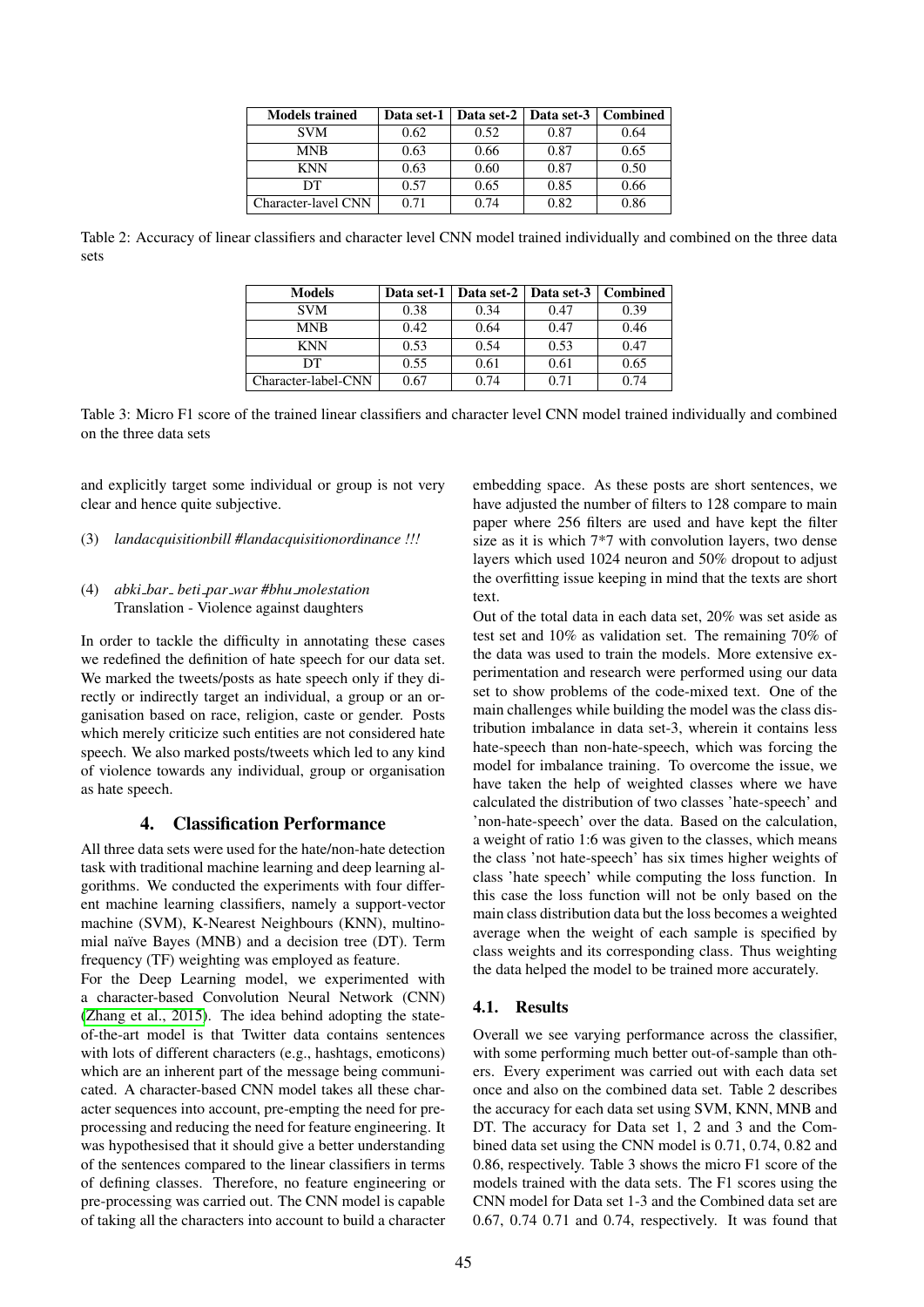| Models trained | Data set-1 | Data set-2 | Data set-3 | Combined |
|---|---|---|---|---|
| SVM | 0.62 | 0.52 | 0.87 | 0.64 |
| MNB | 0.63 | 0.66 | 0.87 | 0.65 |
| KNN | 0.63 | 0.60 | 0.87 | 0.50 |
| DT | 0.57 | 0.65 | 0.85 | 0.66 |
| Character-lavel CNN | 0.71 | 0.74 | 0.82 | 0.86 |

Table 2: Accuracy of linear classifiers and character level CNN model trained individually and combined on the three data sets

| Models | Data set-1 | Data set-2 | Data set-3 | Combined |
|---|---|---|---|---|
| SVM | 0.38 | 0.34 | 0.47 | 0.39 |
| MNB | 0.42 | 0.64 | 0.47 | 0.46 |
| KNN | 0.53 | 0.54 | 0.53 | 0.47 |
| DT | 0.55 | 0.61 | 0.61 | 0.65 |
| Character-label-CNN | 0.67 | 0.74 | 0.71 | 0.74 |

Table 3: Micro F1 score of the trained linear classifiers and character level CNN model trained individually and combined on the three data sets

and explicitly target some individual or group is not very clear and hence quite subjective.

(3) *landacquisitionbill #landacquisitionordinance !!!*

(4) *abki_bar_ beti_par_war #bhu_molestation*
Translation - Violence against daughters

In order to tackle the difficulty in annotating these cases we redefined the definition of hate speech for our data set. We marked the tweets/posts as hate speech only if they directly or indirectly target an individual, a group or an organisation based on race, religion, caste or gender. Posts which merely criticize such entities are not considered hate speech. We also marked posts/tweets which led to any kind of violence towards any individual, group or organisation as hate speech.

## 4. Classification Performance

All three data sets were used for the hate/non-hate detection task with traditional machine learning and deep learning algorithms. We conducted the experiments with four different machine learning classifiers, namely a support-vector machine (SVM), K-Nearest Neighbours (KNN), multinomial naïve Bayes (MNB) and a decision tree (DT). Term frequency (TF) weighting was employed as feature.

For the Deep Learning model, we experimented with a character-based Convolution Neural Network (CNN) (Zhang et al., 2015). The idea behind adopting the state-of-the-art model is that Twitter data contains sentences with lots of different characters (e.g., hashtags, emoticons) which are an inherent part of the message being communicated. A character-based CNN model takes all these character sequences into account, pre-empting the need for pre-processing and reducing the need for feature engineering. It was hypothesised that it should give a better understanding of the sentences compared to the linear classifiers in terms of defining classes. Therefore, no feature engineering or pre-processing was carried out. The CNN model is capable of taking all the characters into account to build a character embedding space. As these posts are short sentences, we have adjusted the number of filters to 128 compare to main paper where 256 filters are used and have kept the filter size as it is which 7*7 with convolution layers, two dense layers which used 1024 neuron and 50% dropout to adjust the overfitting issue keeping in mind that the texts are short text.

Out of the total data in each data set, 20% was set aside as test set and 10% as validation set. The remaining 70% of the data was used to train the models. More extensive experimentation and research were performed using our data set to show problems of the code-mixed text. One of the main challenges while building the model was the class distribution imbalance in data set-3, wherein it contains less hate-speech than non-hate-speech, which was forcing the model for imbalance training. To overcome the issue, we have taken the help of weighted classes where we have calculated the distribution of two classes 'hate-speech' and 'non-hate-speech' over the data. Based on the calculation, a weight of ratio 1:6 was given to the classes, which means the class 'not hate-speech' has six times higher weights of class 'hate speech' while computing the loss function. In this case the loss function will not be only based on the main class distribution data but the loss becomes a weighted average when the weight of each sample is specified by class weights and its corresponding class. Thus weighting the data helped the model to be trained more accurately.

### 4.1. Results

Overall we see varying performance across the classifier, with some performing much better out-of-sample than others. Every experiment was carried out with each data set once and also on the combined data set. Table 2 describes the accuracy for each data set using SVM, KNN, MNB and DT. The accuracy for Data set 1, 2 and 3 and the Combined data set using the CNN model is 0.71, 0.74, 0.82 and 0.86, respectively. Table 3 shows the micro F1 score of the models trained with the data sets. The F1 scores using the CNN model for Data set 1-3 and the Combined data set are 0.67, 0.74 0.71 and 0.74, respectively. It was found that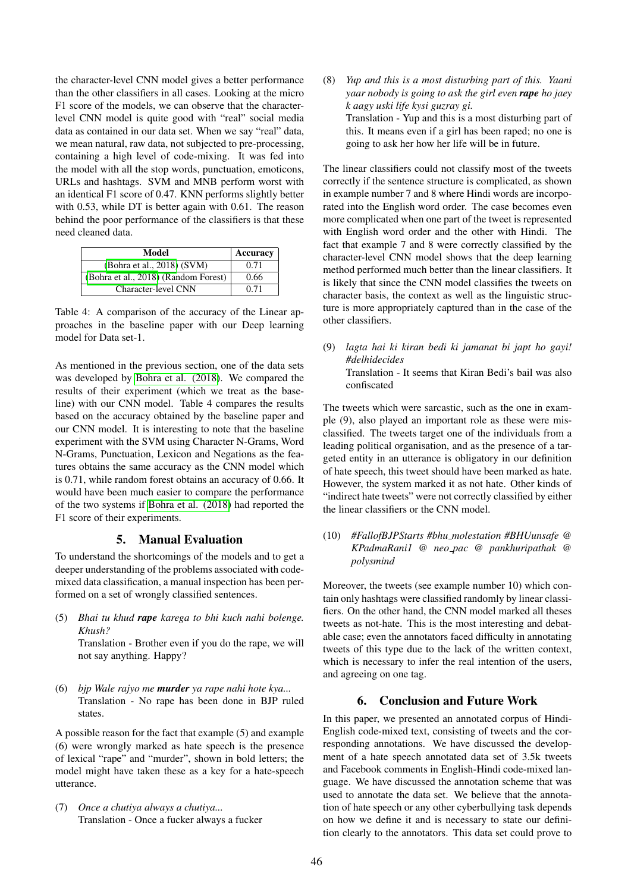the character-level CNN model gives a better performance than the other classifiers in all cases. Looking at the micro F1 score of the models, we can observe that the character-level CNN model is quite good with "real" social media data as contained in our data set. When we say "real" data, we mean natural, raw data, not subjected to pre-processing, containing a high level of code-mixing. It was fed into the model with all the stop words, punctuation, emoticons, URLs and hashtags. SVM and MNB perform worst with an identical F1 score of 0.47. KNN performs slightly better with 0.53, while DT is better again with 0.61. The reason behind the poor performance of the classifiers is that these need cleaned data.

| Model | Accuracy |
|---|---|
| (Bohra et al., 2018) (SVM) | 0.71 |
| (Bohra et al., 2018) (Random Forest) | 0.66 |
| Character-level CNN | 0.71 |

Table 4: A comparison of the accuracy of the Linear approaches in the baseline paper with our Deep learning model for Data set-1.

As mentioned in the previous section, one of the data sets was developed by Bohra et al. (2018). We compared the results of their experiment (which we treat as the baseline) with our CNN model. Table 4 compares the results based on the accuracy obtained by the baseline paper and our CNN model. It is interesting to note that the baseline experiment with the SVM using Character N-Grams, Word N-Grams, Punctuation, Lexicon and Negations as the features obtains the same accuracy as the CNN model which is 0.71, while random forest obtains an accuracy of 0.66. It would have been much easier to compare the performance of the two systems if Bohra et al. (2018) had reported the F1 score of their experiments.

## 5. Manual Evaluation

To understand the shortcomings of the models and to get a deeper understanding of the problems associated with code-mixed data classification, a manual inspection has been performed on a set of wrongly classified sentences.

(5) *Bhai tu khud **rape** karega to bhi kuch nahi bolenge. Khush?*
Translation - Brother even if you do the rape, we will not say anything. Happy?

(6) *bjp Wale rajyo me **murder** ya rape nahi hote kya...*
Translation - No rape has been done in BJP ruled states.

A possible reason for the fact that example (5) and example (6) were wrongly marked as hate speech is the presence of lexical "rape" and "murder", shown in bold letters; the model might have taken these as a key for a hate-speech utterance.

(7) *Once a chutiya always a chutiya...*
Translation - Once a fucker always a fucker

(8) *Yup and this is a most disturbing part of this. Yaani yaar nobody is going to ask the girl even **rape** ho jaey k aagy uski life kysi guzray gi.*
Translation - Yup and this is a most disturbing part of this. It means even if a girl has been raped; no one is going to ask her how her life will be in future.

The linear classifiers could not classify most of the tweets correctly if the sentence structure is complicated, as shown in example number 7 and 8 where Hindi words are incorporated into the English word order. The case becomes even more complicated when one part of the tweet is represented with English word order and the other with Hindi. The fact that example 7 and 8 were correctly classified by the character-level CNN model shows that the deep learning method performed much better than the linear classifiers. It is likely that since the CNN model classifies the tweets on character basis, the context as well as the linguistic structure is more appropriately captured than in the case of the other classifiers.

(9) *lagta hai ki kiran bedi ki jamanat bi japt ho gayi! #delhidecides*
Translation - It seems that Kiran Bedi's bail was also confiscated

The tweets which were sarcastic, such as the one in example (9), also played an important role as these were misclassified. The tweets target one of the individuals from a leading political organisation, and as the presence of a targeted entity in an utterance is obligatory in our definition of hate speech, this tweet should have been marked as hate. However, the system marked it as not hate. Other kinds of "indirect hate tweets" were not correctly classified by either the linear classifiers or the CNN model.

(10) *#FallofBJPStarts #bhu_molestation #BHUunsafe @ KPadmaRani1 @ neo_pac @ pankhuripathak @ polysmind*

Moreover, the tweets (see example number 10) which contain only hashtags were classified randomly by linear classifiers. On the other hand, the CNN model marked all theses tweets as not-hate. This is the most interesting and debatable case; even the annotators faced difficulty in annotating tweets of this type due to the lack of the written context, which is necessary to infer the real intention of the users, and agreeing on one tag.

## 6. Conclusion and Future Work

In this paper, we presented an annotated corpus of Hindi-English code-mixed text, consisting of tweets and the corresponding annotations. We have discussed the development of a hate speech annotated data set of 3.5k tweets and Facebook comments in English-Hindi code-mixed language. We have discussed the annotation scheme that was used to annotate the data set. We believe that the annotation of hate speech or any other cyberbullying task depends on how we define it and is necessary to state our definition clearly to the annotators. This data set could prove to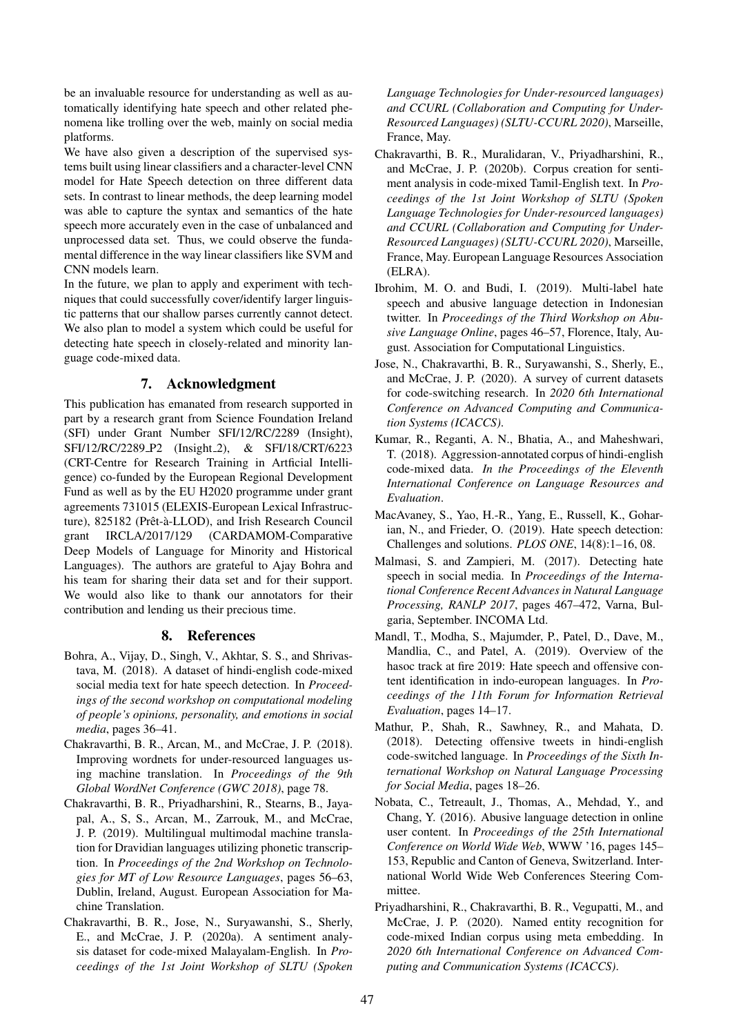be an invaluable resource for understanding as well as automatically identifying hate speech and other related phenomena like trolling over the web, mainly on social media platforms.

We have also given a description of the supervised systems built using linear classifiers and a character-level CNN model for Hate Speech detection on three different data sets. In contrast to linear methods, the deep learning model was able to capture the syntax and semantics of the hate speech more accurately even in the case of unbalanced and unprocessed data set. Thus, we could observe the fundamental difference in the way linear classifiers like SVM and CNN models learn.

In the future, we plan to apply and experiment with techniques that could successfully cover/identify larger linguistic patterns that our shallow parses currently cannot detect. We also plan to model a system which could be useful for detecting hate speech in closely-related and minority language code-mixed data.

## 7. Acknowledgment

This publication has emanated from research supported in part by a research grant from Science Foundation Ireland (SFI) under Grant Number SFI/12/RC/2289 (Insight), SFI/12/RC/2289_P2 (Insight_2), & SFI/18/CRT/6223 (CRT-Centre for Research Training in Artficial Intelligence) co-funded by the European Regional Development Fund as well as by the EU H2020 programme under grant agreements 731015 (ELEXIS-European Lexical Infrastructure), 825182 (Prêt-à-LLOD), and Irish Research Council grant IRCLA/2017/129 (CARDAMOM-Comparative Deep Models of Language for Minority and Historical Languages). The authors are grateful to Ajay Bohra and his team for sharing their data set and for their support. We would also like to thank our annotators for their contribution and lending us their precious time.

## 8. References

Bohra, A., Vijay, D., Singh, V., Akhtar, S. S., and Shrivastava, M. (2018). A dataset of hindi-english code-mixed social media text for hate speech detection. In *Proceedings of the second workshop on computational modeling of people's opinions, personality, and emotions in social media*, pages 36–41.

Chakravarthi, B. R., Arcan, M., and McCrae, J. P. (2018). Improving wordnets for under-resourced languages using machine translation. In *Proceedings of the 9th Global WordNet Conference (GWC 2018)*, page 78.

Chakravarthi, B. R., Priyadharshini, R., Stearns, B., Jayapal, A., S, S., Arcan, M., Zarrouk, M., and McCrae, J. P. (2019). Multilingual multimodal machine translation for Dravidian languages utilizing phonetic transcription. In *Proceedings of the 2nd Workshop on Technologies for MT of Low Resource Languages*, pages 56–63, Dublin, Ireland, August. European Association for Machine Translation.

Chakravarthi, B. R., Jose, N., Suryawanshi, S., Sherly, E., and McCrae, J. P. (2020a). A sentiment analysis dataset for code-mixed Malayalam-English. In *Proceedings of the 1st Joint Workshop of SLTU (Spoken Language Technologies for Under-resourced languages) and CCURL (Collaboration and Computing for Under-Resourced Languages) (SLTU-CCURL 2020)*, Marseille, France, May.

Chakravarthi, B. R., Muralidaran, V., Priyadharshini, R., and McCrae, J. P. (2020b). Corpus creation for sentiment analysis in code-mixed Tamil-English text. In *Proceedings of the 1st Joint Workshop of SLTU (Spoken Language Technologies for Under-resourced languages) and CCURL (Collaboration and Computing for Under-Resourced Languages) (SLTU-CCURL 2020)*, Marseille, France, May. European Language Resources Association (ELRA).

Ibrohim, M. O. and Budi, I. (2019). Multi-label hate speech and abusive language detection in Indonesian twitter. In *Proceedings of the Third Workshop on Abusive Language Online*, pages 46–57, Florence, Italy, August. Association for Computational Linguistics.

Jose, N., Chakravarthi, B. R., Suryawanshi, S., Sherly, E., and McCrae, J. P. (2020). A survey of current datasets for code-switching research. In *2020 6th International Conference on Advanced Computing and Communication Systems (ICACCS)*.

Kumar, R., Reganti, A. N., Bhatia, A., and Maheshwari, T. (2018). Aggression-annotated corpus of hindi-english code-mixed data. *In the Proceedings of the Eleventh International Conference on Language Resources and Evaluation*.

MacAvaney, S., Yao, H.-R., Yang, E., Russell, K., Goharian, N., and Frieder, O. (2019). Hate speech detection: Challenges and solutions. *PLOS ONE*, 14(8):1–16, 08.

Malmasi, S. and Zampieri, M. (2017). Detecting hate speech in social media. In *Proceedings of the International Conference Recent Advances in Natural Language Processing, RANLP 2017*, pages 467–472, Varna, Bulgaria, September. INCOMA Ltd.

Mandl, T., Modha, S., Majumder, P., Patel, D., Dave, M., Mandlia, C., and Patel, A. (2019). Overview of the hasoc track at fire 2019: Hate speech and offensive content identification in indo-european languages. In *Proceedings of the 11th Forum for Information Retrieval Evaluation*, pages 14–17.

Mathur, P., Shah, R., Sawhney, R., and Mahata, D. (2018). Detecting offensive tweets in hindi-english code-switched language. In *Proceedings of the Sixth International Workshop on Natural Language Processing for Social Media*, pages 18–26.

Nobata, C., Tetreault, J., Thomas, A., Mehdad, Y., and Chang, Y. (2016). Abusive language detection in online user content. In *Proceedings of the 25th International Conference on World Wide Web*, WWW '16, pages 145–153, Republic and Canton of Geneva, Switzerland. International World Wide Web Conferences Steering Committee.

Priyadharshini, R., Chakravarthi, B. R., Vegupatti, M., and McCrae, J. P. (2020). Named entity recognition for code-mixed Indian corpus using meta embedding. In *2020 6th International Conference on Advanced Computing and Communication Systems (ICACCS)*.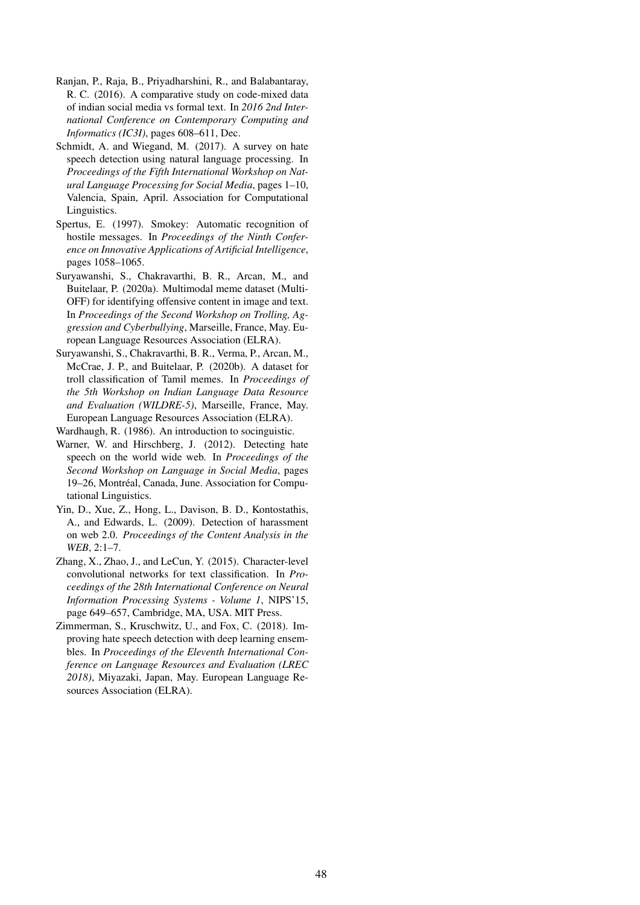Ranjan, P., Raja, B., Priyadharshini, R., and Balabantaray, R. C. (2016). A comparative study on code-mixed data of indian social media vs formal text. In *2016 2nd International Conference on Contemporary Computing and Informatics (IC3I)*, pages 608–611, Dec.

Schmidt, A. and Wiegand, M. (2017). A survey on hate speech detection using natural language processing. In *Proceedings of the Fifth International Workshop on Natural Language Processing for Social Media*, pages 1–10, Valencia, Spain, April. Association for Computational Linguistics.

Spertus, E. (1997). Smokey: Automatic recognition of hostile messages. In *Proceedings of the Ninth Conference on Innovative Applications of Artificial Intelligence*, pages 1058–1065.

Suryawanshi, S., Chakravarthi, B. R., Arcan, M., and Buitelaar, P. (2020a). Multimodal meme dataset (MultiOFF) for identifying offensive content in image and text. In *Proceedings of the Second Workshop on Trolling, Aggression and Cyberbullying*, Marseille, France, May. European Language Resources Association (ELRA).

Suryawanshi, S., Chakravarthi, B. R., Verma, P., Arcan, M., McCrae, J. P., and Buitelaar, P. (2020b). A dataset for troll classification of Tamil memes. In *Proceedings of the 5th Workshop on Indian Language Data Resource and Evaluation (WILDRE-5)*, Marseille, France, May. European Language Resources Association (ELRA).

Wardhaugh, R. (1986). An introduction to socinguistic.

Warner, W. and Hirschberg, J. (2012). Detecting hate speech on the world wide web. In *Proceedings of the Second Workshop on Language in Social Media*, pages 19–26, Montréal, Canada, June. Association for Computational Linguistics.

Yin, D., Xue, Z., Hong, L., Davison, B. D., Kontostathis, A., and Edwards, L. (2009). Detection of harassment on web 2.0. *Proceedings of the Content Analysis in the WEB*, 2:1–7.

Zhang, X., Zhao, J., and LeCun, Y. (2015). Character-level convolutional networks for text classification. In *Proceedings of the 28th International Conference on Neural Information Processing Systems - Volume 1*, NIPS'15, page 649–657, Cambridge, MA, USA. MIT Press.

Zimmerman, S., Kruschwitz, U., and Fox, C. (2018). Improving hate speech detection with deep learning ensembles. In *Proceedings of the Eleventh International Conference on Language Resources and Evaluation (LREC 2018)*, Miyazaki, Japan, May. European Language Resources Association (ELRA).